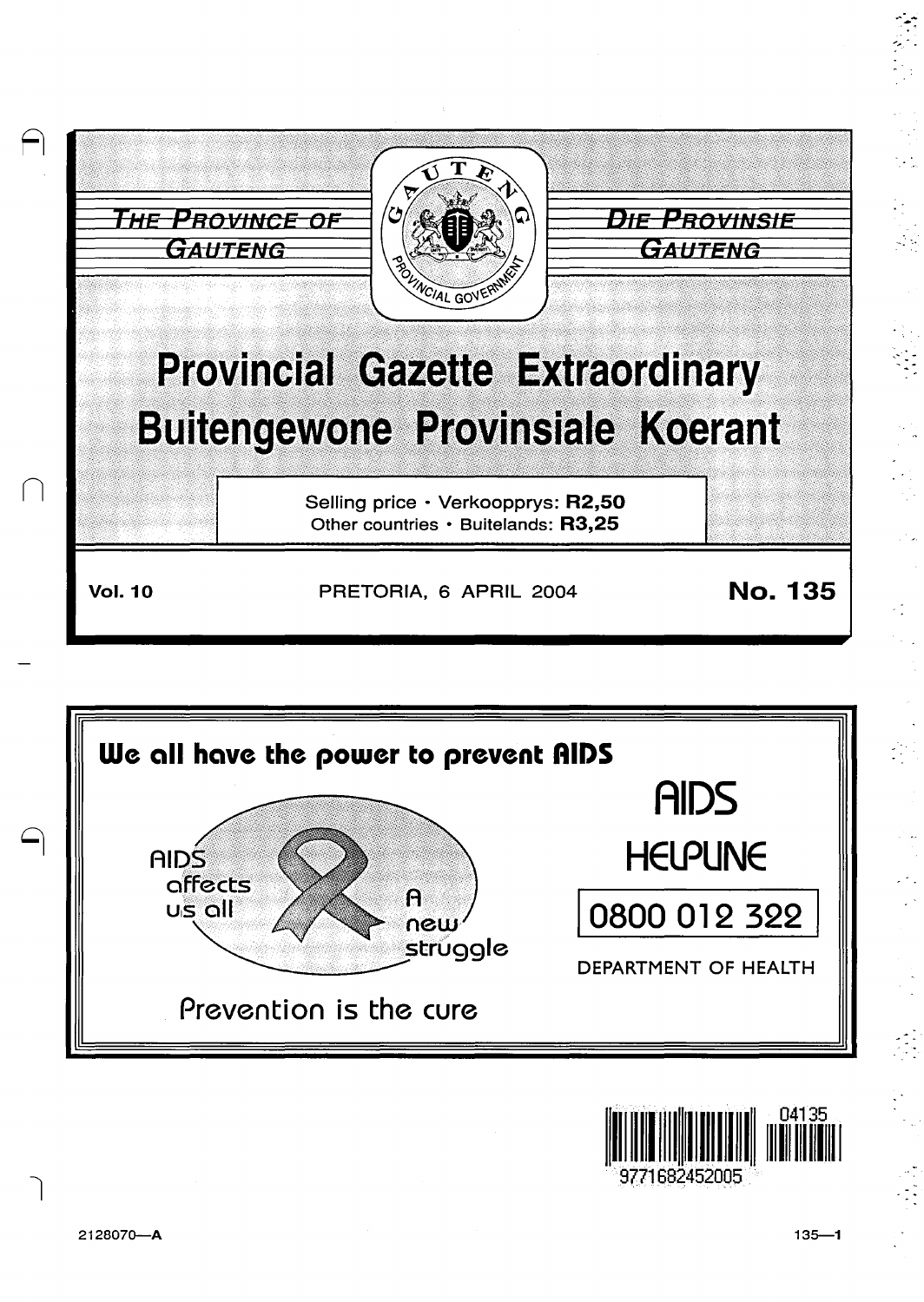THE PROVINCE OF GAUTENG

DIE PROVINSIE GAUTENG

# Provincial Gazette Extraordinary
# Buitengewone Provinsiale Koerant

Selling price • Verkoopprys: **R2,50**
Other countries • Buitelands: **R3,25**

**Vol. 10** PRETORIA, 6 APRIL 2004 **No. 135**

**We all have the power to prevent AIDS**

AIDS affects us all

A new struggle

Prevention is the cure

AIDS HELPLINE

0800 012 322

DEPARTMENT OF HEALTH

2128070—A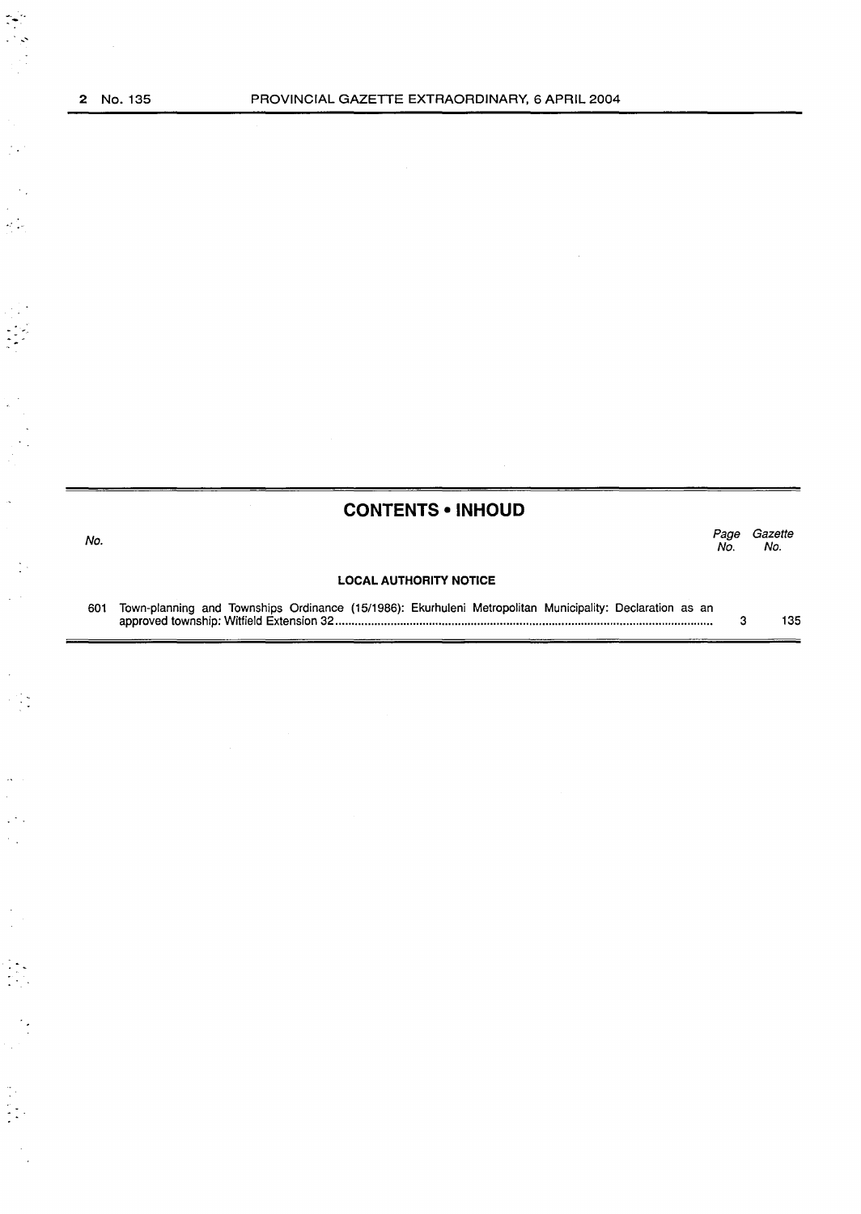## CONTENTS • INHOUD

| No. | | Page No. | Gazette No. |
|---|---|---|---|
| | **LOCAL AUTHORITY NOTICE** | | |
| 601 | Town-planning and Townships Ordinance (15/1986): Ekurhuleni Metropolitan Municipality: Declaration as an approved township: Witfield Extension 32 | 3 | 135 |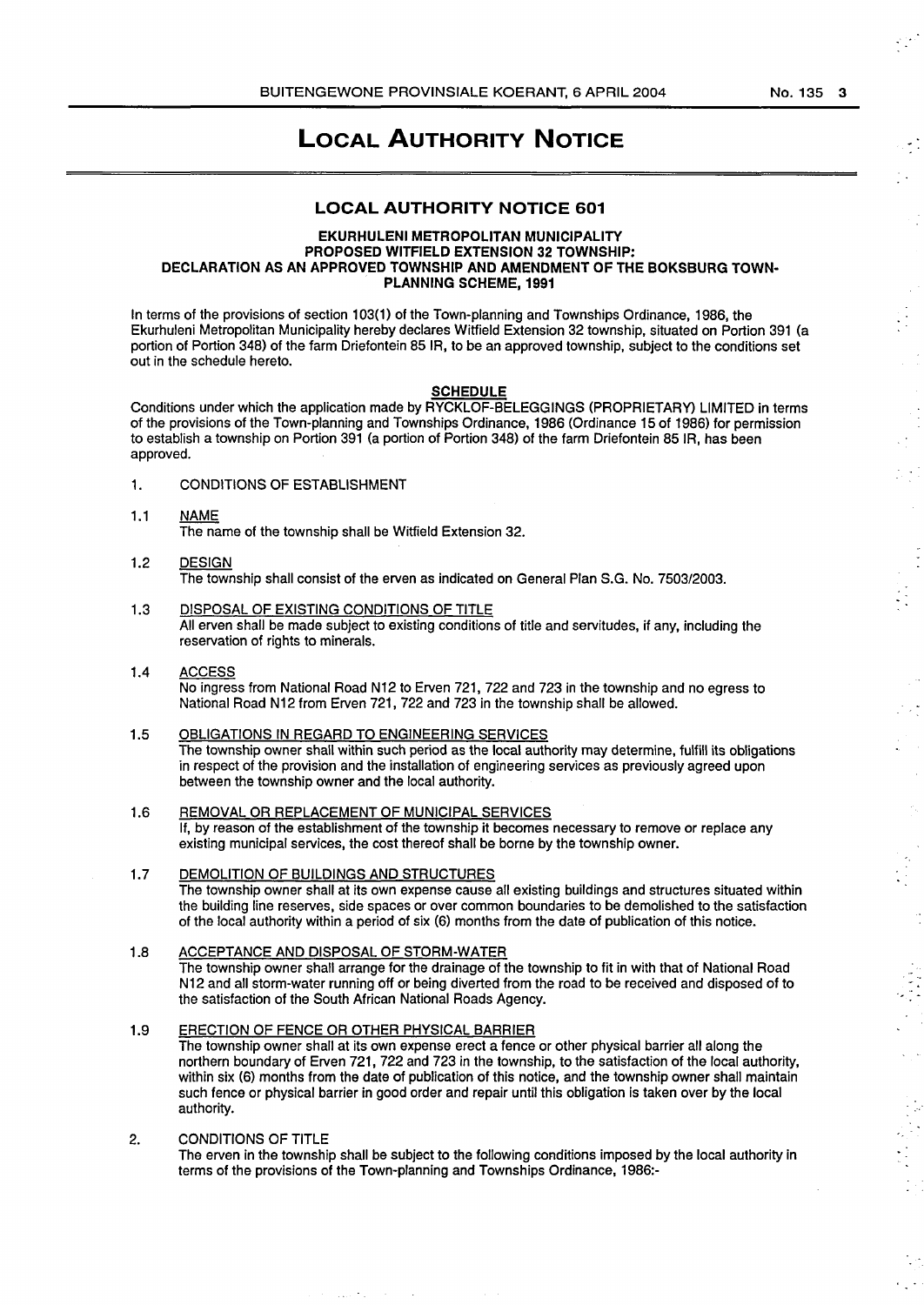# LOCAL AUTHORITY NOTICE

## LOCAL AUTHORITY NOTICE 601

**EKURHULENI METROPOLITAN MUNICIPALITY**
**PROPOSED WITFIELD EXTENSION 32 TOWNSHIP:**
**DECLARATION AS AN APPROVED TOWNSHIP AND AMENDMENT OF THE BOKSBURG TOWN-PLANNING SCHEME, 1991**

In terms of the provisions of section 103(1) of the Town-planning and Townships Ordinance, 1986, the Ekurhuleni Metropolitan Municipality hereby declares Witfield Extension 32 township, situated on Portion 391 (a portion of Portion 348) of the farm Driefontein 85 IR, to be an approved township, subject to the conditions set out in the schedule hereto.

**SCHEDULE**

Conditions under which the application made by RYCKLOF-BELEGGINGS (PROPRIETARY) LIMITED in terms of the provisions of the Town-planning and Townships Ordinance, 1986 (Ordinance 15 of 1986) for permission to establish a township on Portion 391 (a portion of Portion 348) of the farm Driefontein 85 IR, has been approved.

1. CONDITIONS OF ESTABLISHMENT

1.1 NAME

The name of the township shall be Witfield Extension 32.

1.2 DESIGN

The township shall consist of the erven as indicated on General Plan S.G. No. 7503/2003.

1.3 DISPOSAL OF EXISTING CONDITIONS OF TITLE

All erven shall be made subject to existing conditions of title and servitudes, if any, including the reservation of rights to minerals.

1.4 ACCESS

No ingress from National Road N12 to Erven 721, 722 and 723 in the township and no egress to National Road N12 from Erven 721, 722 and 723 in the township shall be allowed.

1.5 OBLIGATIONS IN REGARD TO ENGINEERING SERVICES

The township owner shall within such period as the local authority may determine, fulfill its obligations in respect of the provision and the installation of engineering services as previously agreed upon between the township owner and the local authority.

1.6 REMOVAL OR REPLACEMENT OF MUNICIPAL SERVICES

If, by reason of the establishment of the township it becomes necessary to remove or replace any existing municipal services, the cost thereof shall be borne by the township owner.

1.7 DEMOLITION OF BUILDINGS AND STRUCTURES

The township owner shall at its own expense cause all existing buildings and structures situated within the building line reserves, side spaces or over common boundaries to be demolished to the satisfaction of the local authority within a period of six (6) months from the date of publication of this notice.

1.8 ACCEPTANCE AND DISPOSAL OF STORM-WATER

The township owner shall arrange for the drainage of the township to fit in with that of National Road N12 and all storm-water running off or being diverted from the road to be received and disposed of to the satisfaction of the South African National Roads Agency.

1.9 ERECTION OF FENCE OR OTHER PHYSICAL BARRIER

The township owner shall at its own expense erect a fence or other physical barrier all along the northern boundary of Erven 721, 722 and 723 in the township, to the satisfaction of the local authority, within six (6) months from the date of publication of this notice, and the township owner shall maintain such fence or physical barrier in good order and repair until this obligation is taken over by the local authority.

2. CONDITIONS OF TITLE

The erven in the township shall be subject to the following conditions imposed by the local authority in terms of the provisions of the Town-planning and Townships Ordinance, 1986:-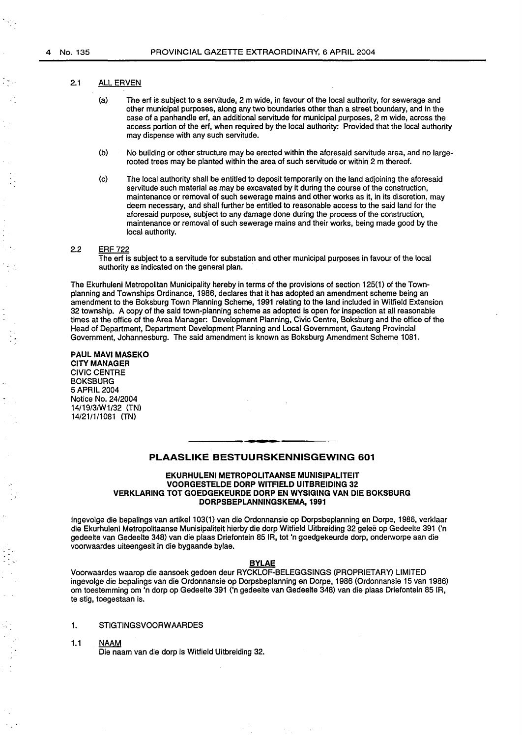2.1 ALL ERVEN

(a) The erf is subject to a servitude, 2 m wide, in favour of the local authority, for sewerage and other municipal purposes, along any two boundaries other than a street boundary, and in the case of a panhandle erf, an additional servitude for municipal purposes, 2 m wide, across the access portion of the erf, when required by the local authority: Provided that the local authority may dispense with any such servitude.

(b) No building or other structure may be erected within the aforesaid servitude area, and no large-rooted trees may be planted within the area of such servitude or within 2 m thereof.

(c) The local authority shall be entitled to deposit temporarily on the land adjoining the aforesaid servitude such material as may be excavated by it during the course of the construction, maintenance or removal of such sewerage mains and other works as it, in its discretion, may deem necessary, and shall further be entitled to reasonable access to the said land for the aforesaid purpose, subject to any damage done during the process of the construction, maintenance or removal of such sewerage mains and their works, being made good by the local authority.

2.2 ERF 722

The erf is subject to a servitude for substation and other municipal purposes in favour of the local authority as indicated on the general plan.

The Ekurhuleni Metropolitan Municipality hereby in terms of the provisions of section 125(1) of the Town-planning and Townships Ordinance, 1986, declares that it has adopted an amendment scheme being an amendment to the Boksburg Town Planning Scheme, 1991 relating to the land included in Witfield Extension 32 township. A copy of the said town-planning scheme as adopted is open for inspection at all reasonable times at the office of the Area Manager: Development Planning, Civic Centre, Boksburg and the office of the Head of Department, Department Development Planning and Local Government, Gauteng Provincial Government, Johannesburg. The said amendment is known as Boksburg Amendment Scheme 1081.

**PAUL MAVI MASEKO**
**CITY MANAGER**
CIVIC CENTRE
BOKSBURG
5 APRIL 2004
Notice No. 24/2004
14/19/3/W1/32 (TN)
14/21/1/1081 (TN)

## PLAASLIKE BESTUURSKENNISGEWING 601

### EKURHULENI METROPOLITAANSE MUNISIPALITEIT VOORGESTELDE DORP WITFIELD UITBREIDING 32 VERKLARING TOT GOEDGEKEURDE DORP EN WYSIGING VAN DIE BOKSBURG DORPSBEPLANNINGSKEMA, 1991

Ingevolge die bepalings van artikel 103(1) van die Ordonnansie op Dorpsbeplanning en Dorpe, 1986, verklaar die Ekurhuleni Metropolitaanse Munisipaliteit hierby die dorp Witfield Uitbreiding 32 geleë op Gedeelte 391 ('n gedeelte van Gedeelte 348) van die plaas Driefontein 85 IR, tot 'n goedgekeurde dorp, onderworpe aan die voorwaardes uiteengesit in die bygaande bylae.

**BYLAE**

Voorwaardes waarop die aansoek gedoen deur RYCKLOF-BELEGGSINGS (PROPRIETARY) LIMITED ingevolge die bepalings van die Ordonnansie op Dorpsbeplanning en Dorpe, 1986 (Ordonnansie 15 van 1986) om toestemming om 'n dorp op Gedeelte 391 ('n gedeelte van Gedeelte 348) van die plaas Driefontein 85 IR, te stig, toegestaan is.

1. STIGTINGSVOORWAARDES

1.1 NAAM

Die naam van die dorp is Witfield Uitbreiding 32.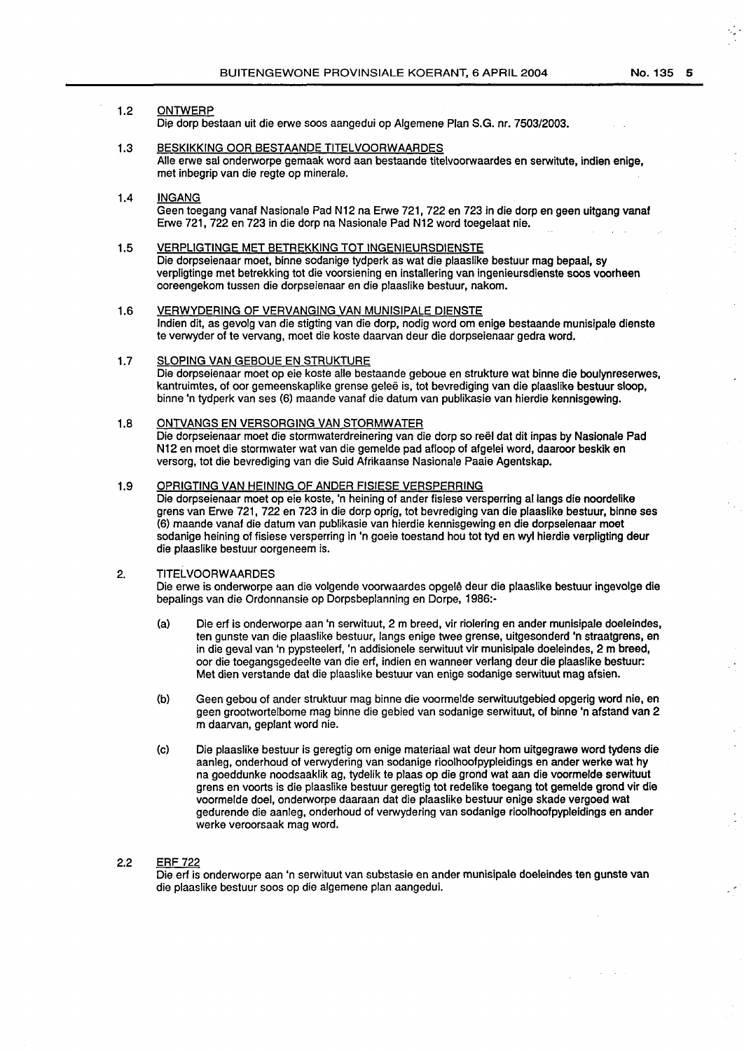1.2 ONTWERP

Die dorp bestaan uit die erwe soos aangedui op Algemene Plan S.G. nr. 7503/2003.

1.3 BESKIKKING OOR BESTAANDE TITELVOORWAARDES

Alle erwe sal onderworpe gemaak word aan bestaande titelvoorwaardes en serwitute, indien enige, met inbegrip van die regte op minerale.

1.4 INGANG

Geen toegang vanaf Nasionale Pad N12 na Erwe 721, 722 en 723 in die dorp en geen uitgang vanaf Erwe 721, 722 en 723 in die dorp na Nasionale Pad N12 word toegelaat nie.

1.5 VERPLIGTINGE MET BETREKKING TOT INGENIEURSDIENSTE

Die dorpseienaar moet, binne sodanige tydperk as wat die plaaslike bestuur mag bepaal, sy verpligtinge met betrekking tot die voorsiening en installering van ingenieursdienste soos voorheen ooreengekom tussen die dorpseienaar en die plaaslike bestuur, nakom.

1.6 VERWYDERING OF VERVANGING VAN MUNISIPALE DIENSTE

Indien dit, as gevolg van die stigting van die dorp, nodig word om enige bestaande munisipale dienste te verwyder of te vervang, moet die koste daarvan deur die dorpseienaar gedra word.

1.7 SLOPING VAN GEBOUE EN STRUKTURE

Die dorpseienaar moet op eie koste alle bestaande geboue en strukture wat binne die boulynreserwes, kantruimtes, of oor gemeenskaplike grense geleë is, tot bevrediging van die plaaslike bestuur sloop, binne 'n tydperk van ses (6) maande vanaf die datum van publikasie van hierdie kennisgewing.

1.8 ONTVANGS EN VERSORGING VAN STORMWATER

Die dorpseienaar moet die stormwaterdreinering van die dorp so reël dat dit inpas by Nasionale Pad N12 en moet die stormwater wat van die gemelde pad afloop of afgelei word, daaroor beskik en versorg, tot die bevrediging van die Suid Afrikaanse Nasionale Paaie Agentskap.

1.9 OPRIGTING VAN HEINING OF ANDER FISIESE VERSPERRING

Die dorpseienaar moet op eie koste, 'n heining of ander fisiese versperring al langs die noordelike grens van Erwe 721, 722 en 723 in die dorp oprig, tot bevrediging van die plaaslike bestuur, binne ses (6) maande vanaf die datum van publikasie van hierdie kennisgewing en die dorpseienaar moet sodanige heining of fisiese versperring in 'n goeie toestand hou tot tyd en wyl hierdie verpligting deur die plaaslike bestuur oorgeneem is.

2. TITELVOORWAARDES

Die erwe is onderworpe aan die volgende voorwaardes opgelê deur die plaaslike bestuur ingevolge die bepalings van die Ordonnansie op Dorpsbeplanning en Dorpe, 1986:-

(a) Die erf is onderworpe aan 'n serwituut, 2 m breed, vir riolering en ander munisipale doeleindes, ten gunste van die plaaslike bestuur, langs enige twee grense, uitgesonderd 'n straatgrens, en in die geval van 'n pypsteelerf, 'n addisionele serwituut vir munisipale doeleindes, 2 m breed, oor die toegangsgedeelte van die erf, indien en wanneer verlang deur die plaaslike bestuur: Met dien verstande dat die plaaslike bestuur van enige sodanige serwituut mag afsien.

(b) Geen gebou of ander struktuur mag binne die voormelde serwituutgebied opgerig word nie, en geen grootwortelbome mag binne die gebied van sodanige serwituut, of binne 'n afstand van 2 m daarvan, geplant word nie.

(c) Die plaaslike bestuur is geregtig om enige materiaal wat deur hom uitgegrawe word tydens die aanleg, onderhoud of verwydering van sodanige rioolhoofpypleidings en ander werke wat hy na goeddunke noodsaaklik ag, tydelik te plaas op die grond wat aan die voormelde serwituut grens en voorts is die plaaslike bestuur geregtig tot redelike toegang tot gemelde grond vir die voormelde doel, onderworpe daaraan dat die plaaslike bestuur enige skade vergoed wat gedurende die aanleg, onderhoud of verwydering van sodanige rioolhoofpypleidings en ander werke veroorsaak mag word.

2.2 ERF 722

Die erf is onderworpe aan 'n serwituut van substasie en ander munisipale doeleindes ten gunste van die plaaslike bestuur soos op die algemene plan aangedui.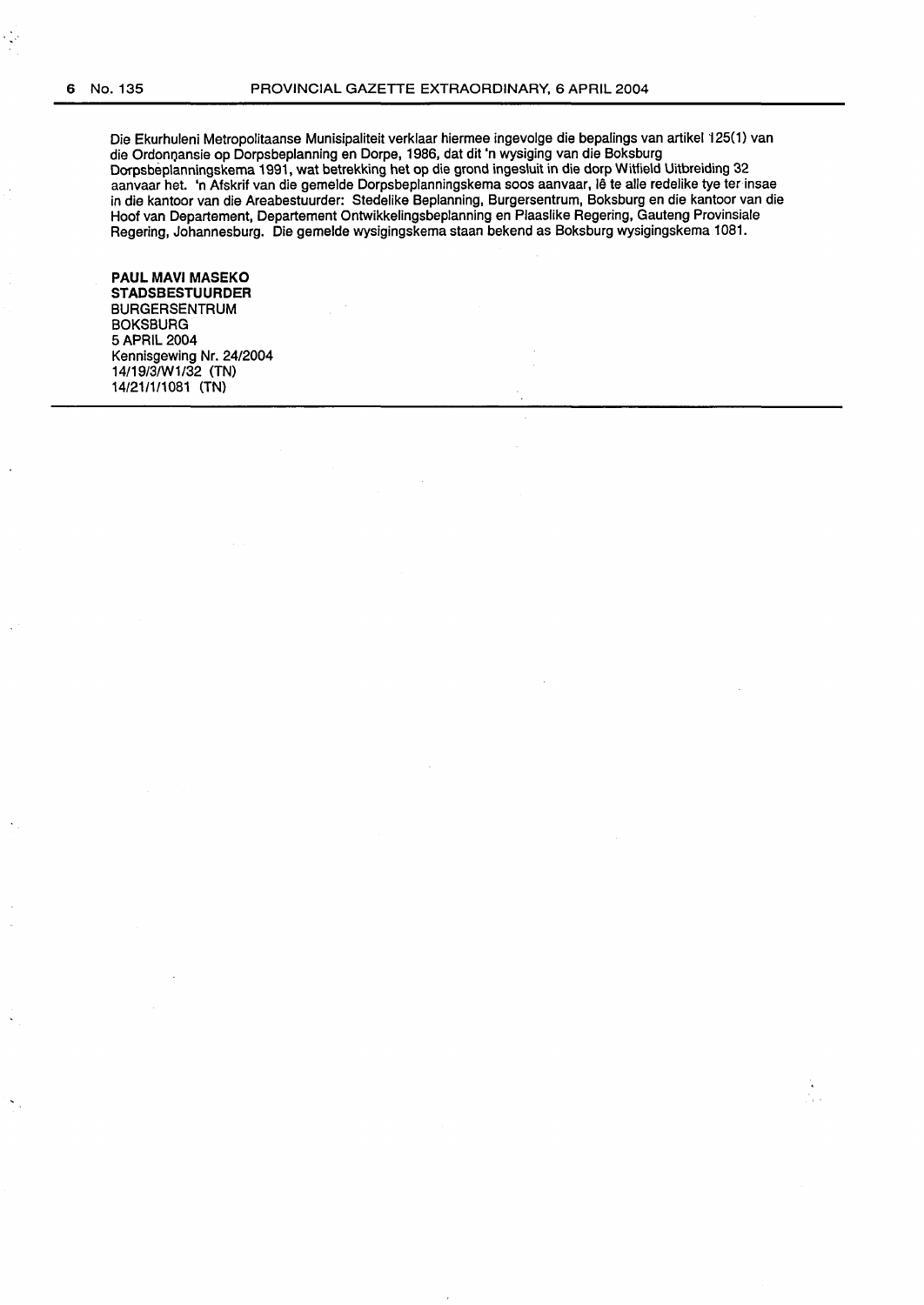Die Ekurhuleni Metropolitaanse Munisipaliteit verklaar hiermee ingevolge die bepalings van artikel 125(1) van die Ordonnansie op Dorpsbeplanning en Dorpe, 1986, dat dit 'n wysiging van die Boksburg Dorpsbeplanningskema 1991, wat betrekking het op die grond ingesluit in die dorp Witfield Uitbreiding 32 aanvaar het. 'n Afskrif van die gemelde Dorpsbeplanningskema soos aanvaar, lê te alle redelike tye ter insae in die kantoor van die Areabestuurder: Stedelike Beplanning, Burgersentrum, Boksburg en die kantoor van die Hoof van Departement, Departement Ontwikkelingsbeplanning en Plaaslike Regering, Gauteng Provinsiale Regering, Johannesburg. Die gemelde wysigingskema staan bekend as Boksburg wysigingskema 1081.

**PAUL MAVI MASEKO**  
**STADSBESTUURDER**  
BURGERSENTRUM  
BOKSBURG  
5 APRIL 2004  
Kennisgewing Nr. 24/2004  
14/19/3/W1/32 (TN)  
14/21/1/1081 (TN)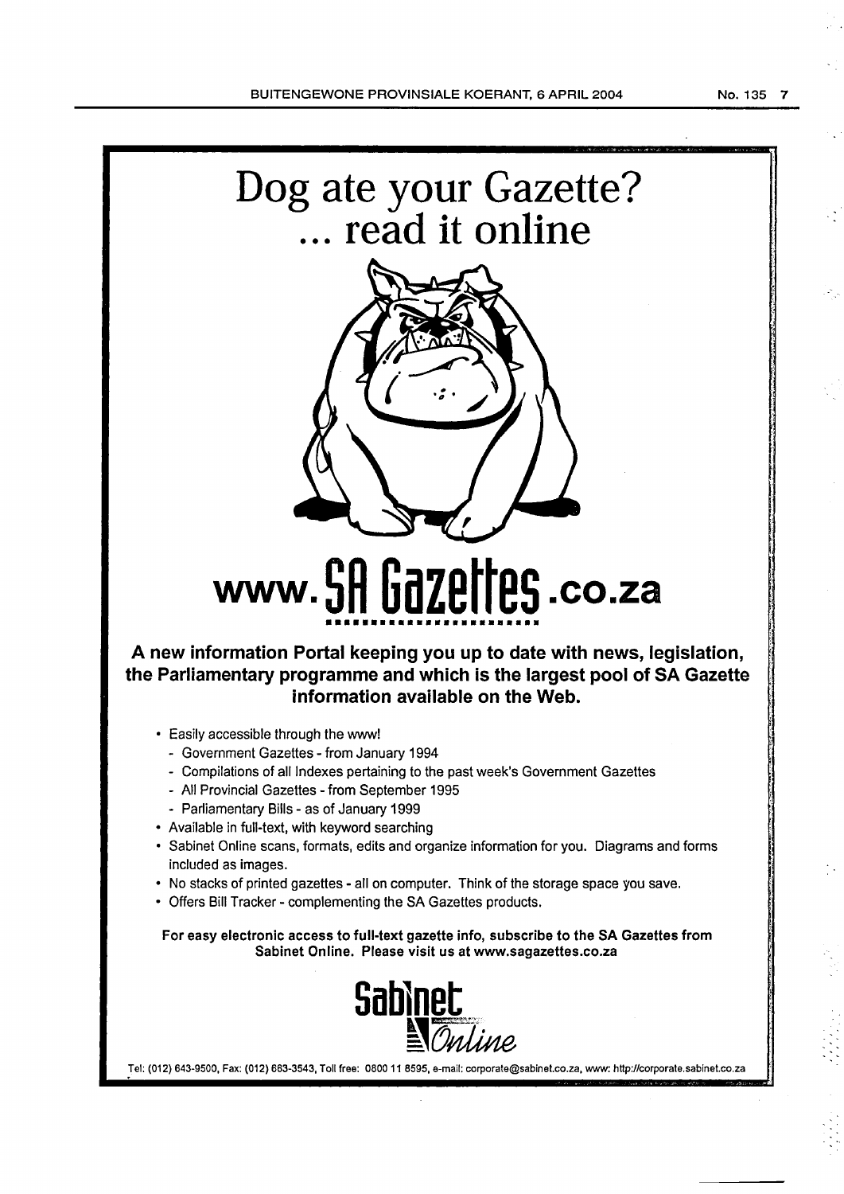# Dog ate your Gazette?
# ... read it online

# www.SA Gazettes.co.za

**A new information Portal keeping you up to date with news, legislation, the Parliamentary programme and which is the largest pool of SA Gazette information available on the Web.**

- Easily accessible through the www!
  - Government Gazettes - from January 1994
  - Compilations of all Indexes pertaining to the past week's Government Gazettes
  - All Provincial Gazettes - from September 1995
  - Parliamentary Bills - as of January 1999
- Available in full-text, with keyword searching
- Sabinet Online scans, formats, edits and organize information for you. Diagrams and forms included as images.
- No stacks of printed gazettes - all on computer. Think of the storage space you save.
- Offers Bill Tracker - complementing the SA Gazettes products.

**For easy electronic access to full-text gazette info, subscribe to the SA Gazettes from Sabinet Online. Please visit us at www.sagazettes.co.za**

Sabinet Online

Tel: (012) 643-9500, Fax: (012) 663-3543, Toll free: 0800 11 8595, e-mail: corporate@sabinet.co.za, www: http://corporate.sabinet.co.za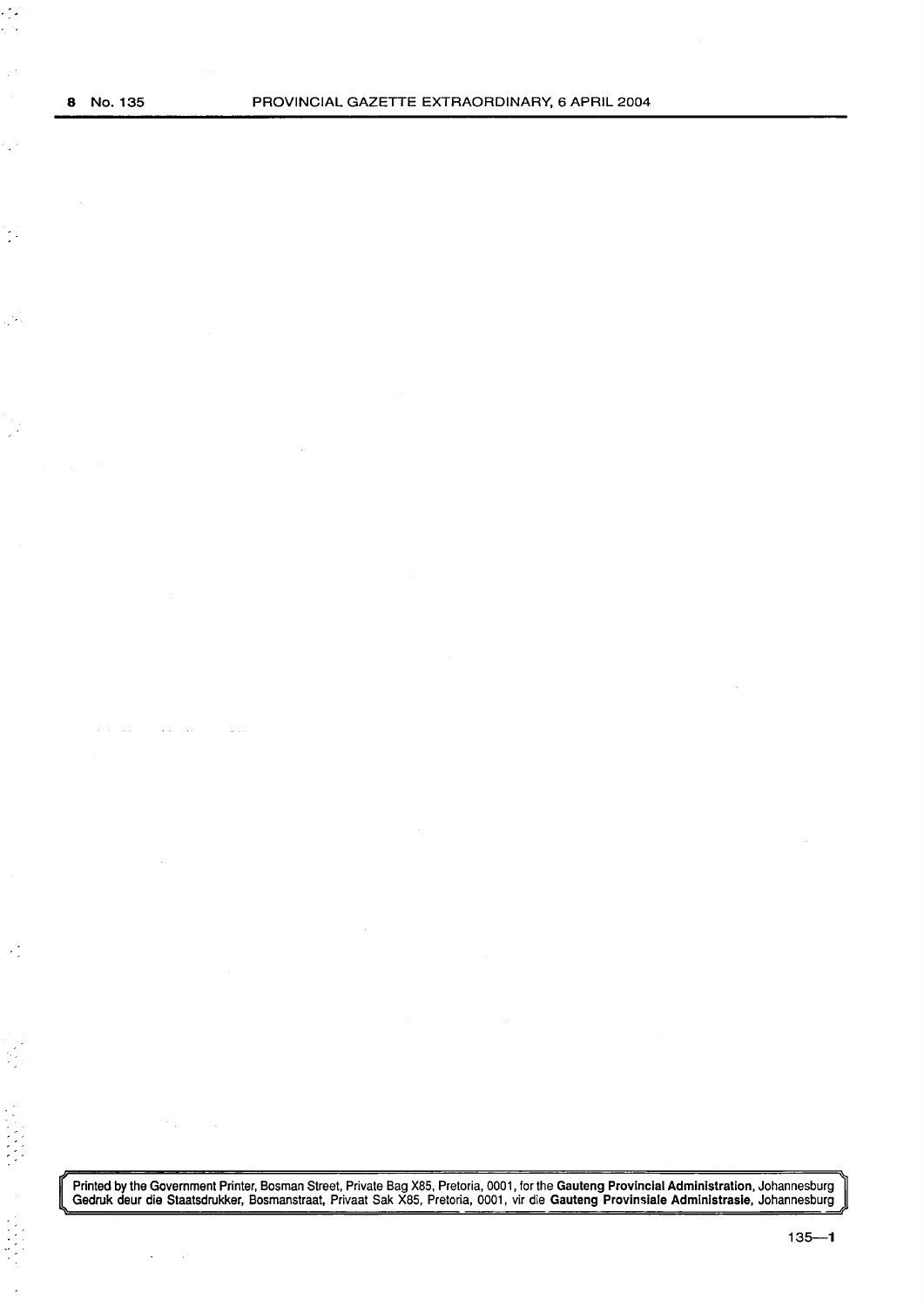Printed by the Government Printer, Bosman Street, Private Bag X85, Pretoria, 0001, for the **Gauteng Provincial Administration**, Johannesburg
Gedruk deur die Staatsdrukker, Bosmanstraat, Privaat Sak X85, Pretoria, 0001, vir die **Gauteng Provinsiale Administrasie**, Johannesburg

135—**1**